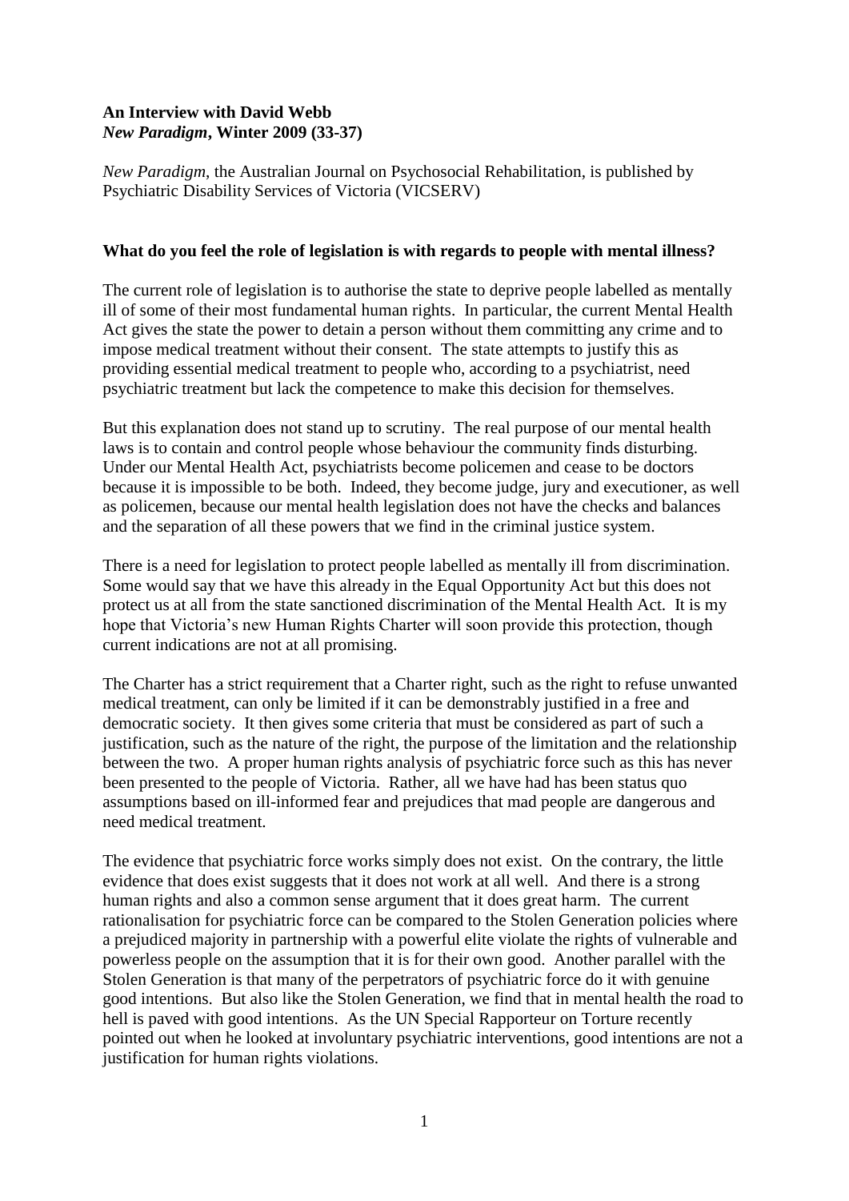**An Interview with David Webb**
***New Paradigm*, Winter 2009 (33-37)**

*New Paradigm*, the Australian Journal on Psychosocial Rehabilitation, is published by Psychiatric Disability Services of Victoria (VICSERV)

### What do you feel the role of legislation is with regards to people with mental illness?

The current role of legislation is to authorise the state to deprive people labelled as mentally ill of some of their most fundamental human rights. In particular, the current Mental Health Act gives the state the power to detain a person without them committing any crime and to impose medical treatment without their consent. The state attempts to justify this as providing essential medical treatment to people who, according to a psychiatrist, need psychiatric treatment but lack the competence to make this decision for themselves.

But this explanation does not stand up to scrutiny. The real purpose of our mental health laws is to contain and control people whose behaviour the community finds disturbing. Under our Mental Health Act, psychiatrists become policemen and cease to be doctors because it is impossible to be both. Indeed, they become judge, jury and executioner, as well as policemen, because our mental health legislation does not have the checks and balances and the separation of all these powers that we find in the criminal justice system.

There is a need for legislation to protect people labelled as mentally ill from discrimination. Some would say that we have this already in the Equal Opportunity Act but this does not protect us at all from the state sanctioned discrimination of the Mental Health Act. It is my hope that Victoria's new Human Rights Charter will soon provide this protection, though current indications are not at all promising.

The Charter has a strict requirement that a Charter right, such as the right to refuse unwanted medical treatment, can only be limited if it can be demonstrably justified in a free and democratic society. It then gives some criteria that must be considered as part of such a justification, such as the nature of the right, the purpose of the limitation and the relationship between the two. A proper human rights analysis of psychiatric force such as this has never been presented to the people of Victoria. Rather, all we have had has been status quo assumptions based on ill-informed fear and prejudices that mad people are dangerous and need medical treatment.

The evidence that psychiatric force works simply does not exist. On the contrary, the little evidence that does exist suggests that it does not work at all well. And there is a strong human rights and also a common sense argument that it does great harm. The current rationalisation for psychiatric force can be compared to the Stolen Generation policies where a prejudiced majority in partnership with a powerful elite violate the rights of vulnerable and powerless people on the assumption that it is for their own good. Another parallel with the Stolen Generation is that many of the perpetrators of psychiatric force do it with genuine good intentions. But also like the Stolen Generation, we find that in mental health the road to hell is paved with good intentions. As the UN Special Rapporteur on Torture recently pointed out when he looked at involuntary psychiatric interventions, good intentions are not a justification for human rights violations.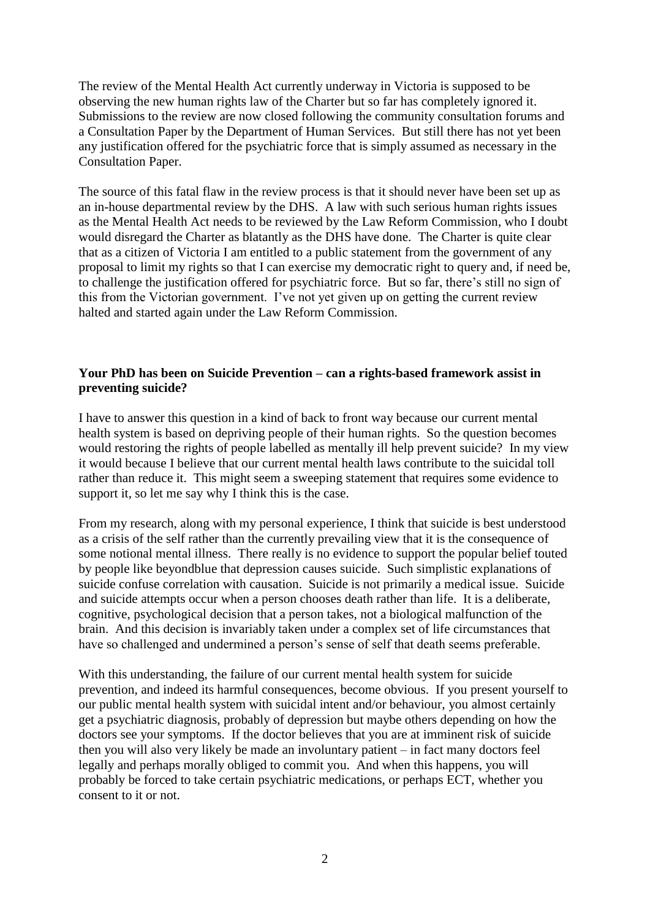The review of the Mental Health Act currently underway in Victoria is supposed to be observing the new human rights law of the Charter but so far has completely ignored it. Submissions to the review are now closed following the community consultation forums and a Consultation Paper by the Department of Human Services. But still there has not yet been any justification offered for the psychiatric force that is simply assumed as necessary in the Consultation Paper.

The source of this fatal flaw in the review process is that it should never have been set up as an in-house departmental review by the DHS. A law with such serious human rights issues as the Mental Health Act needs to be reviewed by the Law Reform Commission, who I doubt would disregard the Charter as blatantly as the DHS have done. The Charter is quite clear that as a citizen of Victoria I am entitled to a public statement from the government of any proposal to limit my rights so that I can exercise my democratic right to query and, if need be, to challenge the justification offered for psychiatric force. But so far, there's still no sign of this from the Victorian government. I've not yet given up on getting the current review halted and started again under the Law Reform Commission.

**Your PhD has been on Suicide Prevention – can a rights-based framework assist in preventing suicide?**

I have to answer this question in a kind of back to front way because our current mental health system is based on depriving people of their human rights. So the question becomes would restoring the rights of people labelled as mentally ill help prevent suicide? In my view it would because I believe that our current mental health laws contribute to the suicidal toll rather than reduce it. This might seem a sweeping statement that requires some evidence to support it, so let me say why I think this is the case.

From my research, along with my personal experience, I think that suicide is best understood as a crisis of the self rather than the currently prevailing view that it is the consequence of some notional mental illness. There really is no evidence to support the popular belief touted by people like beyondblue that depression causes suicide. Such simplistic explanations of suicide confuse correlation with causation. Suicide is not primarily a medical issue. Suicide and suicide attempts occur when a person chooses death rather than life. It is a deliberate, cognitive, psychological decision that a person takes, not a biological malfunction of the brain. And this decision is invariably taken under a complex set of life circumstances that have so challenged and undermined a person's sense of self that death seems preferable.

With this understanding, the failure of our current mental health system for suicide prevention, and indeed its harmful consequences, become obvious. If you present yourself to our public mental health system with suicidal intent and/or behaviour, you almost certainly get a psychiatric diagnosis, probably of depression but maybe others depending on how the doctors see your symptoms. If the doctor believes that you are at imminent risk of suicide then you will also very likely be made an involuntary patient – in fact many doctors feel legally and perhaps morally obliged to commit you. And when this happens, you will probably be forced to take certain psychiatric medications, or perhaps ECT, whether you consent to it or not.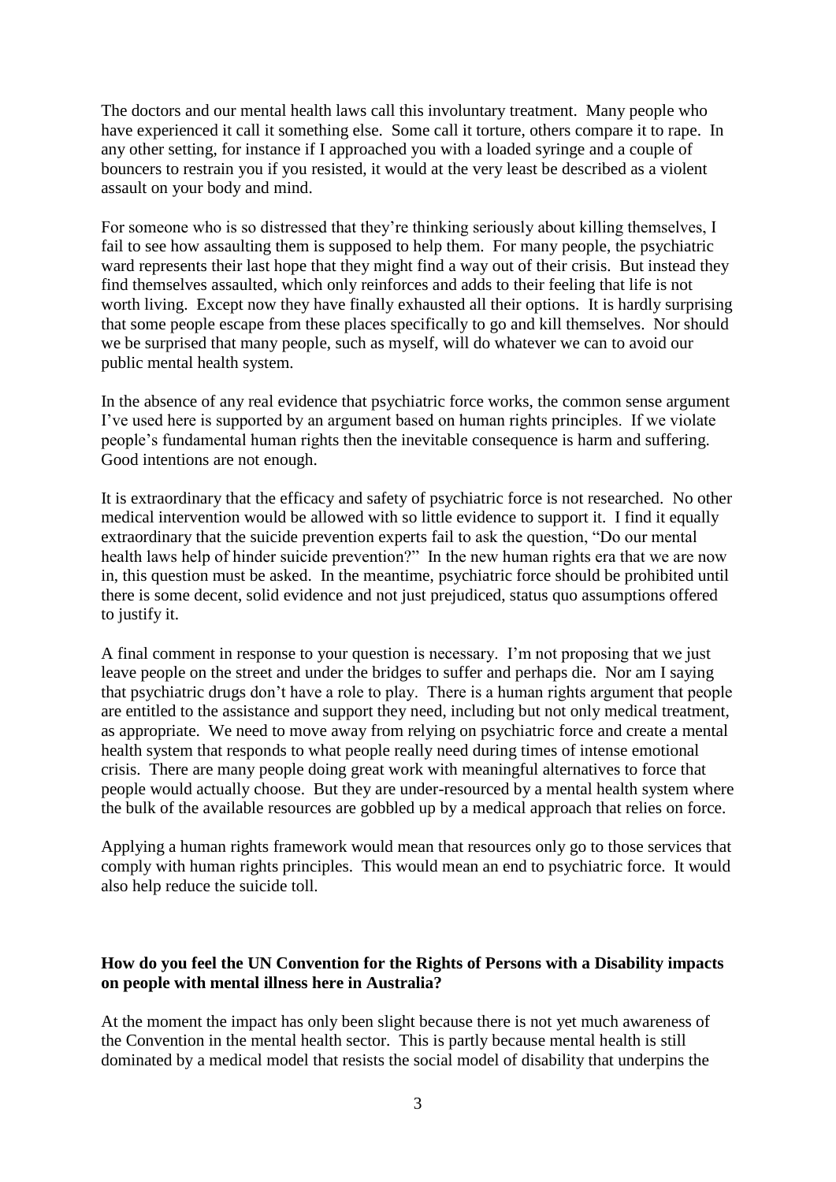The doctors and our mental health laws call this involuntary treatment. Many people who have experienced it call it something else. Some call it torture, others compare it to rape. In any other setting, for instance if I approached you with a loaded syringe and a couple of bouncers to restrain you if you resisted, it would at the very least be described as a violent assault on your body and mind.

For someone who is so distressed that they're thinking seriously about killing themselves, I fail to see how assaulting them is supposed to help them. For many people, the psychiatric ward represents their last hope that they might find a way out of their crisis. But instead they find themselves assaulted, which only reinforces and adds to their feeling that life is not worth living. Except now they have finally exhausted all their options. It is hardly surprising that some people escape from these places specifically to go and kill themselves. Nor should we be surprised that many people, such as myself, will do whatever we can to avoid our public mental health system.

In the absence of any real evidence that psychiatric force works, the common sense argument I've used here is supported by an argument based on human rights principles. If we violate people's fundamental human rights then the inevitable consequence is harm and suffering. Good intentions are not enough.

It is extraordinary that the efficacy and safety of psychiatric force is not researched. No other medical intervention would be allowed with so little evidence to support it. I find it equally extraordinary that the suicide prevention experts fail to ask the question, "Do our mental health laws help of hinder suicide prevention?" In the new human rights era that we are now in, this question must be asked. In the meantime, psychiatric force should be prohibited until there is some decent, solid evidence and not just prejudiced, status quo assumptions offered to justify it.

A final comment in response to your question is necessary. I'm not proposing that we just leave people on the street and under the bridges to suffer and perhaps die. Nor am I saying that psychiatric drugs don't have a role to play. There is a human rights argument that people are entitled to the assistance and support they need, including but not only medical treatment, as appropriate. We need to move away from relying on psychiatric force and create a mental health system that responds to what people really need during times of intense emotional crisis. There are many people doing great work with meaningful alternatives to force that people would actually choose. But they are under-resourced by a mental health system where the bulk of the available resources are gobbled up by a medical approach that relies on force.

Applying a human rights framework would mean that resources only go to those services that comply with human rights principles. This would mean an end to psychiatric force. It would also help reduce the suicide toll.

**How do you feel the UN Convention for the Rights of Persons with a Disability impacts on people with mental illness here in Australia?**

At the moment the impact has only been slight because there is not yet much awareness of the Convention in the mental health sector. This is partly because mental health is still dominated by a medical model that resists the social model of disability that underpins the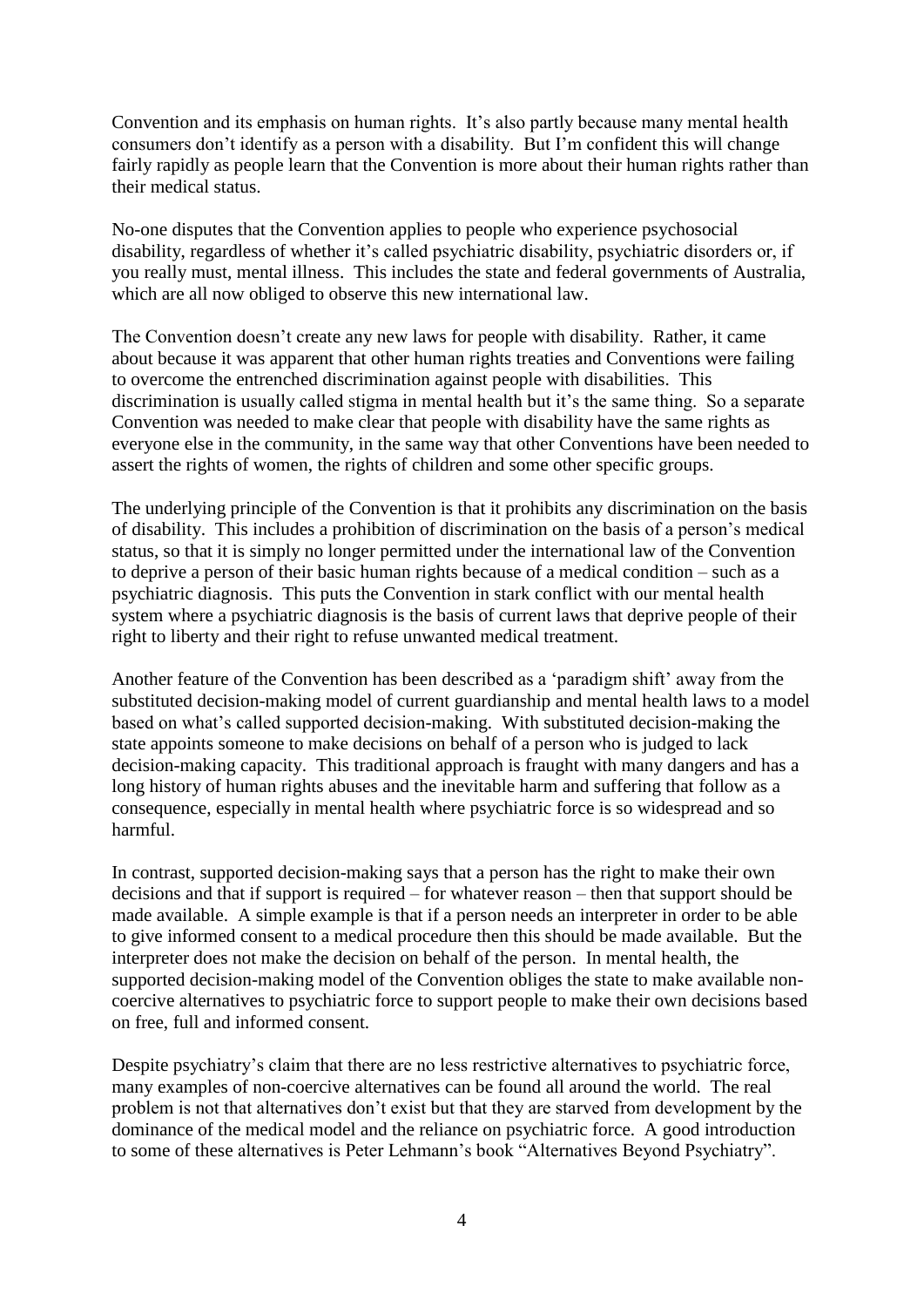Convention and its emphasis on human rights. It's also partly because many mental health consumers don't identify as a person with a disability. But I'm confident this will change fairly rapidly as people learn that the Convention is more about their human rights rather than their medical status.

No-one disputes that the Convention applies to people who experience psychosocial disability, regardless of whether it's called psychiatric disability, psychiatric disorders or, if you really must, mental illness. This includes the state and federal governments of Australia, which are all now obliged to observe this new international law.

The Convention doesn't create any new laws for people with disability. Rather, it came about because it was apparent that other human rights treaties and Conventions were failing to overcome the entrenched discrimination against people with disabilities. This discrimination is usually called stigma in mental health but it's the same thing. So a separate Convention was needed to make clear that people with disability have the same rights as everyone else in the community, in the same way that other Conventions have been needed to assert the rights of women, the rights of children and some other specific groups.

The underlying principle of the Convention is that it prohibits any discrimination on the basis of disability. This includes a prohibition of discrimination on the basis of a person's medical status, so that it is simply no longer permitted under the international law of the Convention to deprive a person of their basic human rights because of a medical condition – such as a psychiatric diagnosis. This puts the Convention in stark conflict with our mental health system where a psychiatric diagnosis is the basis of current laws that deprive people of their right to liberty and their right to refuse unwanted medical treatment.

Another feature of the Convention has been described as a 'paradigm shift' away from the substituted decision-making model of current guardianship and mental health laws to a model based on what's called supported decision-making. With substituted decision-making the state appoints someone to make decisions on behalf of a person who is judged to lack decision-making capacity. This traditional approach is fraught with many dangers and has a long history of human rights abuses and the inevitable harm and suffering that follow as a consequence, especially in mental health where psychiatric force is so widespread and so harmful.

In contrast, supported decision-making says that a person has the right to make their own decisions and that if support is required – for whatever reason – then that support should be made available. A simple example is that if a person needs an interpreter in order to be able to give informed consent to a medical procedure then this should be made available. But the interpreter does not make the decision on behalf of the person. In mental health, the supported decision-making model of the Convention obliges the state to make available non-coercive alternatives to psychiatric force to support people to make their own decisions based on free, full and informed consent.

Despite psychiatry's claim that there are no less restrictive alternatives to psychiatric force, many examples of non-coercive alternatives can be found all around the world. The real problem is not that alternatives don't exist but that they are starved from development by the dominance of the medical model and the reliance on psychiatric force. A good introduction to some of these alternatives is Peter Lehmann's book "Alternatives Beyond Psychiatry".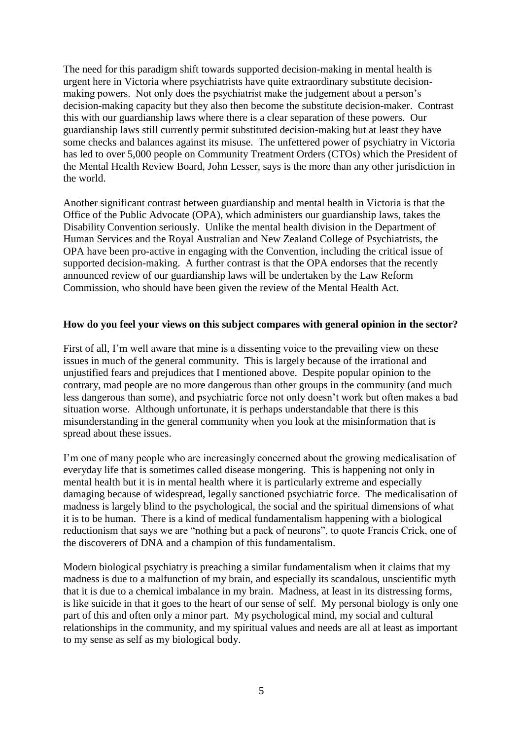The need for this paradigm shift towards supported decision-making in mental health is urgent here in Victoria where psychiatrists have quite extraordinary substitute decision-making powers. Not only does the psychiatrist make the judgement about a person's decision-making capacity but they also then become the substitute decision-maker. Contrast this with our guardianship laws where there is a clear separation of these powers. Our guardianship laws still currently permit substituted decision-making but at least they have some checks and balances against its misuse. The unfettered power of psychiatry in Victoria has led to over 5,000 people on Community Treatment Orders (CTOs) which the President of the Mental Health Review Board, John Lesser, says is the more than any other jurisdiction in the world.

Another significant contrast between guardianship and mental health in Victoria is that the Office of the Public Advocate (OPA), which administers our guardianship laws, takes the Disability Convention seriously. Unlike the mental health division in the Department of Human Services and the Royal Australian and New Zealand College of Psychiatrists, the OPA have been pro-active in engaging with the Convention, including the critical issue of supported decision-making. A further contrast is that the OPA endorses that the recently announced review of our guardianship laws will be undertaken by the Law Reform Commission, who should have been given the review of the Mental Health Act.

**How do you feel your views on this subject compares with general opinion in the sector?**

First of all, I'm well aware that mine is a dissenting voice to the prevailing view on these issues in much of the general community. This is largely because of the irrational and unjustified fears and prejudices that I mentioned above. Despite popular opinion to the contrary, mad people are no more dangerous than other groups in the community (and much less dangerous than some), and psychiatric force not only doesn't work but often makes a bad situation worse. Although unfortunate, it is perhaps understandable that there is this misunderstanding in the general community when you look at the misinformation that is spread about these issues.

I'm one of many people who are increasingly concerned about the growing medicalisation of everyday life that is sometimes called disease mongering. This is happening not only in mental health but it is in mental health where it is particularly extreme and especially damaging because of widespread, legally sanctioned psychiatric force. The medicalisation of madness is largely blind to the psychological, the social and the spiritual dimensions of what it is to be human. There is a kind of medical fundamentalism happening with a biological reductionism that says we are "nothing but a pack of neurons", to quote Francis Crick, one of the discoverers of DNA and a champion of this fundamentalism.

Modern biological psychiatry is preaching a similar fundamentalism when it claims that my madness is due to a malfunction of my brain, and especially its scandalous, unscientific myth that it is due to a chemical imbalance in my brain. Madness, at least in its distressing forms, is like suicide in that it goes to the heart of our sense of self. My personal biology is only one part of this and often only a minor part. My psychological mind, my social and cultural relationships in the community, and my spiritual values and needs are all at least as important to my sense as self as my biological body.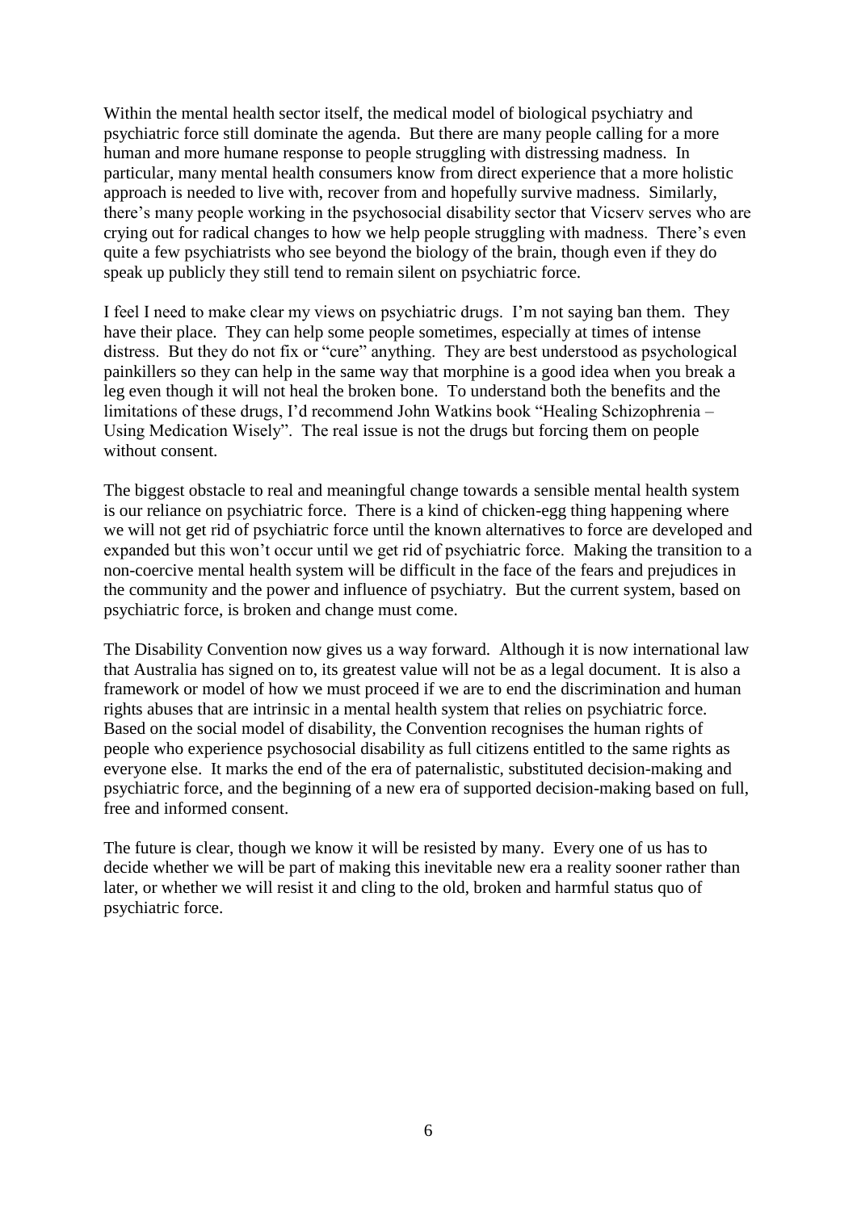Within the mental health sector itself, the medical model of biological psychiatry and psychiatric force still dominate the agenda. But there are many people calling for a more human and more humane response to people struggling with distressing madness. In particular, many mental health consumers know from direct experience that a more holistic approach is needed to live with, recover from and hopefully survive madness. Similarly, there's many people working in the psychosocial disability sector that Vicserv serves who are crying out for radical changes to how we help people struggling with madness. There's even quite a few psychiatrists who see beyond the biology of the brain, though even if they do speak up publicly they still tend to remain silent on psychiatric force.

I feel I need to make clear my views on psychiatric drugs. I'm not saying ban them. They have their place. They can help some people sometimes, especially at times of intense distress. But they do not fix or "cure" anything. They are best understood as psychological painkillers so they can help in the same way that morphine is a good idea when you break a leg even though it will not heal the broken bone. To understand both the benefits and the limitations of these drugs, I'd recommend John Watkins book "Healing Schizophrenia – Using Medication Wisely". The real issue is not the drugs but forcing them on people without consent.

The biggest obstacle to real and meaningful change towards a sensible mental health system is our reliance on psychiatric force. There is a kind of chicken-egg thing happening where we will not get rid of psychiatric force until the known alternatives to force are developed and expanded but this won't occur until we get rid of psychiatric force. Making the transition to a non-coercive mental health system will be difficult in the face of the fears and prejudices in the community and the power and influence of psychiatry. But the current system, based on psychiatric force, is broken and change must come.

The Disability Convention now gives us a way forward. Although it is now international law that Australia has signed on to, its greatest value will not be as a legal document. It is also a framework or model of how we must proceed if we are to end the discrimination and human rights abuses that are intrinsic in a mental health system that relies on psychiatric force. Based on the social model of disability, the Convention recognises the human rights of people who experience psychosocial disability as full citizens entitled to the same rights as everyone else. It marks the end of the era of paternalistic, substituted decision-making and psychiatric force, and the beginning of a new era of supported decision-making based on full, free and informed consent.

The future is clear, though we know it will be resisted by many. Every one of us has to decide whether we will be part of making this inevitable new era a reality sooner rather than later, or whether we will resist it and cling to the old, broken and harmful status quo of psychiatric force.